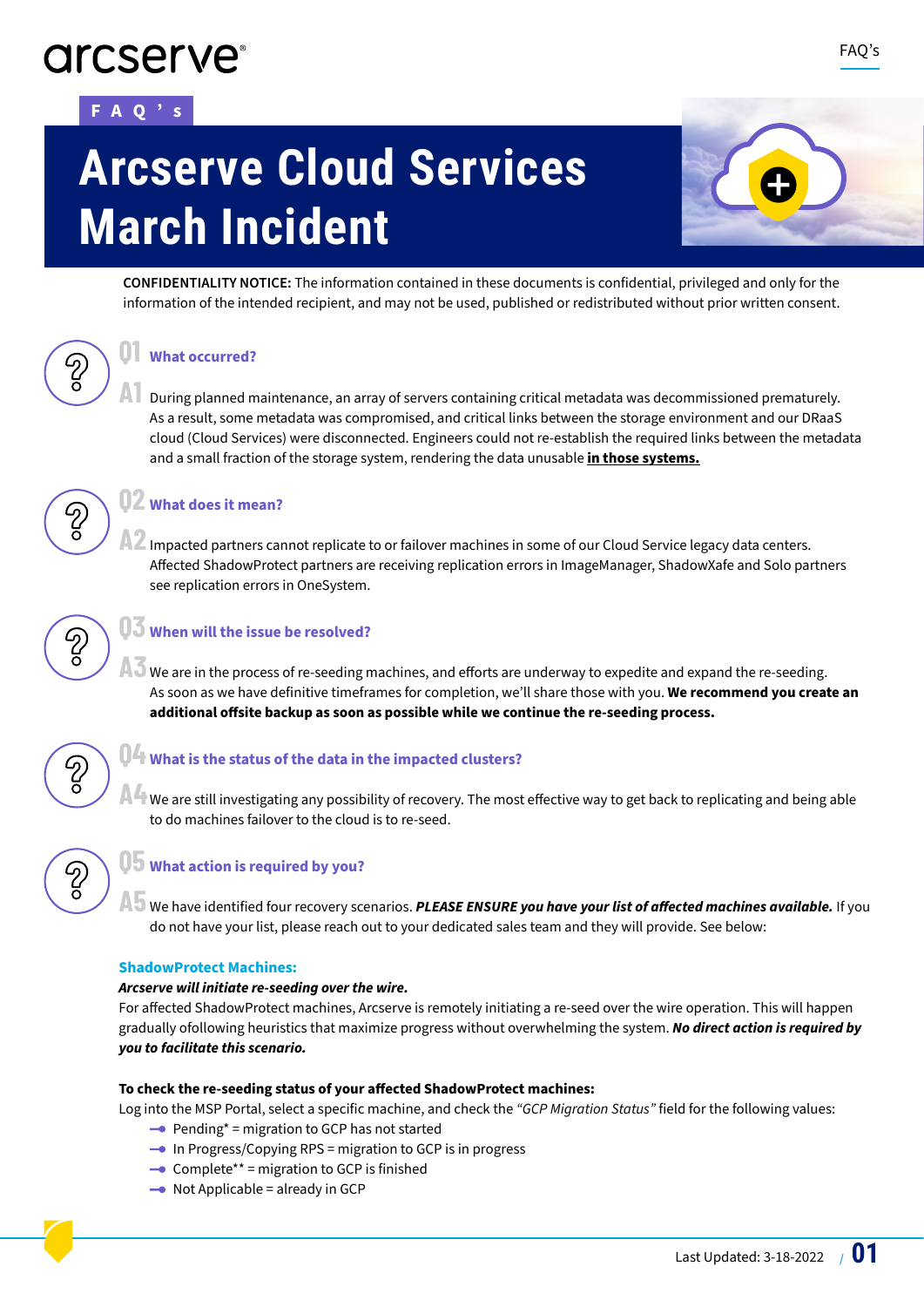arcserve

# FAQ's

# Arcserve Cloud Services March Incident

**CONFIDENTIALITY NOTICE:** The information contained in these documents is confidential, privileged and only for the information of the intended recipient, and may not be used, published or redistributed without prior written consent.

## Q1 What occurred?

**A1** During planned maintenance, an array of servers containing critical metadata was decommissioned prematurely. As a result, some metadata was compromised, and critical links between the storage environment and our DRaaS cloud (Cloud Services) were disconnected. Engineers could not re-establish the required links between the metadata and a small fraction of the storage system, rendering the data unusable **in those systems.**

## Q2 What does it mean?

**A2** Impacted partners cannot replicate to or failover machines in some of our Cloud Service legacy data centers. Affected ShadowProtect partners are receiving replication errors in ImageManager, ShadowXafe and Solo partners see replication errors in OneSystem.

## Q3 When will the issue be resolved?

**A3** We are in the process of re-seeding machines, and efforts are underway to expedite and expand the re-seeding. As soon as we have definitive timeframes for completion, we'll share those with you. **We recommend you create an additional offsite backup as soon as possible while we continue the re-seeding process.**

## Q4 What is the status of the data in the impacted clusters?

**A4** We are still investigating any possibility of recovery. The most effective way to get back to replicating and being able to do machines failover to the cloud is to re-seed.

## Q5 What action is required by you?

**A5** We have identified four recovery scenarios. ***PLEASE ENSURE you have your list of affected machines available.*** If you do not have your list, please reach out to your dedicated sales team and they will provide. See below:

### ShadowProtect Machines:

***Arcserve will initiate re-seeding over the wire.***

For affected ShadowProtect machines, Arcserve is remotely initiating a re-seed over the wire operation. This will happen gradually ofollowing heuristics that maximize progress without overwhelming the system. ***No direct action is required by you to facilitate this scenario.***

**To check the re-seeding status of your affected ShadowProtect machines:**

Log into the MSP Portal, select a specific machine, and check the *"GCP Migration Status"* field for the following values:

- Pending* = migration to GCP has not started
- In Progress/Copying RPS = migration to GCP is in progress
- Complete** = migration to GCP is finished
- Not Applicable = already in GCP

Last Updated: 3-18-2022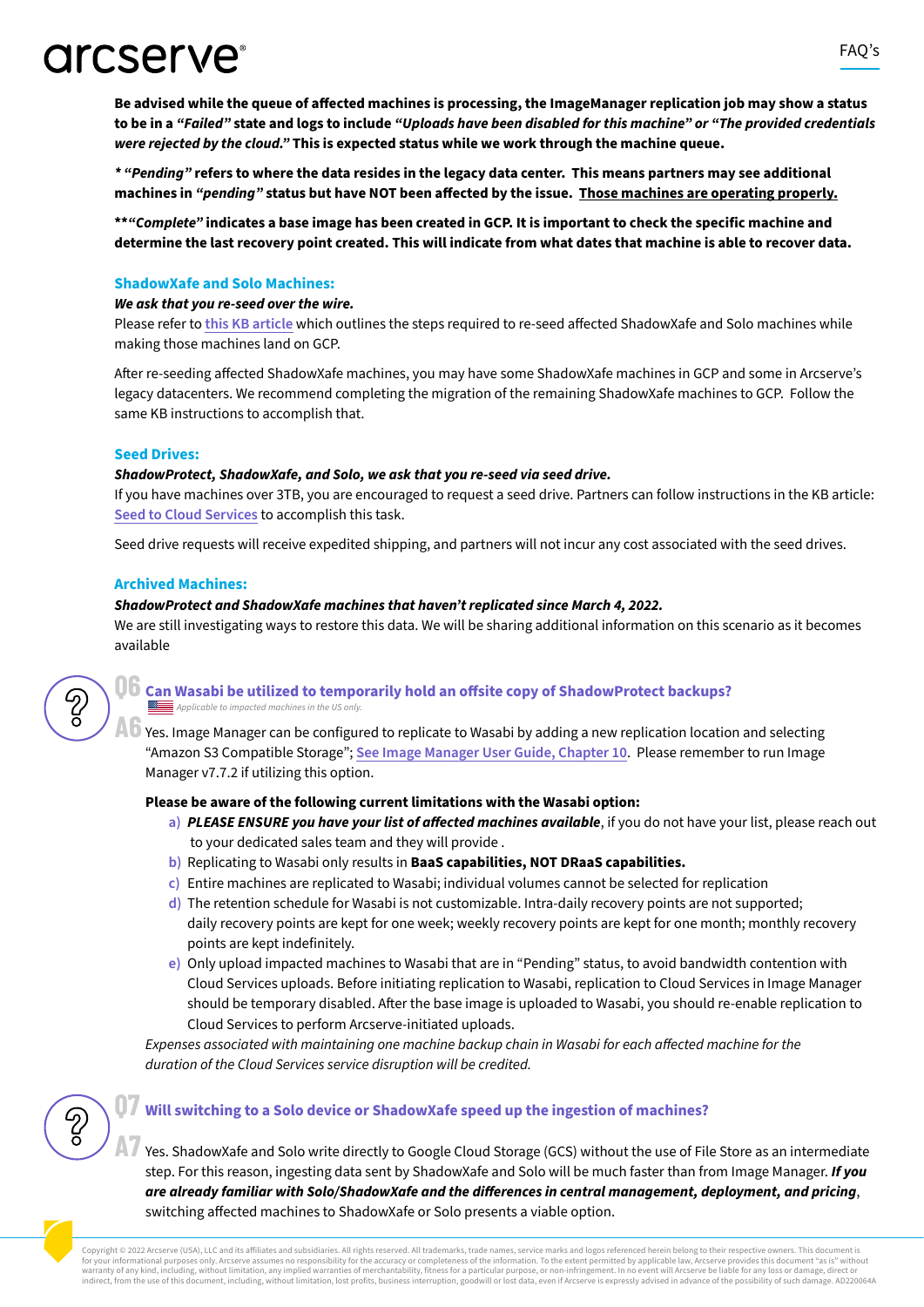**Be advised while the queue of affected machines is processing, the ImageManager replication job may show a status to be in a *"Failed"* state and logs to include *"Uploads have been disabled for this machine"* or *"The provided credentials were rejected by the cloud."* This is expected status while we work through the machine queue.**

**\* *"Pending"* refers to where the data resides in the legacy data center. This means partners may see additional machines in *"pending"* status but have NOT been affected by the issue. Those machines are operating properly.**

**\*\**"Complete"* indicates a base image has been created in GCP. It is important to check the specific machine and determine the last recovery point created. This will indicate from what dates that machine is able to recover data.**

### ShadowXafe and Solo Machines:

***We ask that you re-seed over the wire.***

Please refer to this KB article which outlines the steps required to re-seed affected ShadowXafe and Solo machines while making those machines land on GCP.

After re-seeding affected ShadowXafe machines, you may have some ShadowXafe machines in GCP and some in Arcserve's legacy datacenters. We recommend completing the migration of the remaining ShadowXafe machines to GCP. Follow the same KB instructions to accomplish that.

### Seed Drives:

***ShadowProtect, ShadowXafe, and Solo, we ask that you re-seed via seed drive.***

If you have machines over 3TB, you are encouraged to request a seed drive. Partners can follow instructions in the KB article: Seed to Cloud Services to accomplish this task.

Seed drive requests will receive expedited shipping, and partners will not incur any cost associated with the seed drives.

### Archived Machines:

***ShadowProtect and ShadowXafe machines that haven't replicated since March 4, 2022.***

We are still investigating ways to restore this data. We will be sharing additional information on this scenario as it becomes available

## Q6 Can Wasabi be utilized to temporarily hold an offsite copy of ShadowProtect backups?

*Applicable to impacted machines in the US only.*

**A6** Yes. Image Manager can be configured to replicate to Wasabi by adding a new replication location and selecting "Amazon S3 Compatible Storage"; See Image Manager User Guide, Chapter 10. Please remember to run Image Manager v7.7.2 if utilizing this option.

**Please be aware of the following current limitations with the Wasabi option:**

a) ***PLEASE ENSURE you have your list of affected machines available***, if you do not have your list, please reach out to your dedicated sales team and they will provide .
b) Replicating to Wasabi only results in **BaaS capabilities, NOT DRaaS capabilities.**
c) Entire machines are replicated to Wasabi; individual volumes cannot be selected for replication
d) The retention schedule for Wasabi is not customizable. Intra-daily recovery points are not supported; daily recovery points are kept for one week; weekly recovery points are kept for one month; monthly recovery points are kept indefinitely.
e) Only upload impacted machines to Wasabi that are in "Pending" status, to avoid bandwidth contention with Cloud Services uploads. Before initiating replication to Wasabi, replication to Cloud Services in Image Manager should be temporary disabled. After the base image is uploaded to Wasabi, you should re-enable replication to Cloud Services to perform Arcserve-initiated uploads.

*Expenses associated with maintaining one machine backup chain in Wasabi for each affected machine for the duration of the Cloud Services service disruption will be credited.*

## Q7 Will switching to a Solo device or ShadowXafe speed up the ingestion of machines?

**A7** Yes. ShadowXafe and Solo write directly to Google Cloud Storage (GCS) without the use of File Store as an intermediate step. For this reason, ingesting data sent by ShadowXafe and Solo will be much faster than from Image Manager. ***If you are already familiar with Solo/ShadowXafe and the differences in central management, deployment, and pricing***, switching affected machines to ShadowXafe or Solo presents a viable option.

Copyright © 2022 Arcserve (USA), LLC and its affiliates and subsidiaries. All rights reserved. All trademarks, trade names, service marks and logos referenced herein belong to their respective owners. This document is for your informational purposes only. Arcserve assumes no responsibility for the accuracy or completeness of the information. To the extent permitted by applicable law, Arcserve provides this document "as is" without warranty of any kind, including, without limitation, any implied warranties of merchantability, fitness for a particular purpose, or non-infringement. In no event will Arcserve be liable for any loss or damage, direct or indirect, from the use of this document, including, without limitation, lost profits, business interruption, goodwill or lost data, even if Arcserve is expressly advised in advance of the possibility of such damage. AD220064A